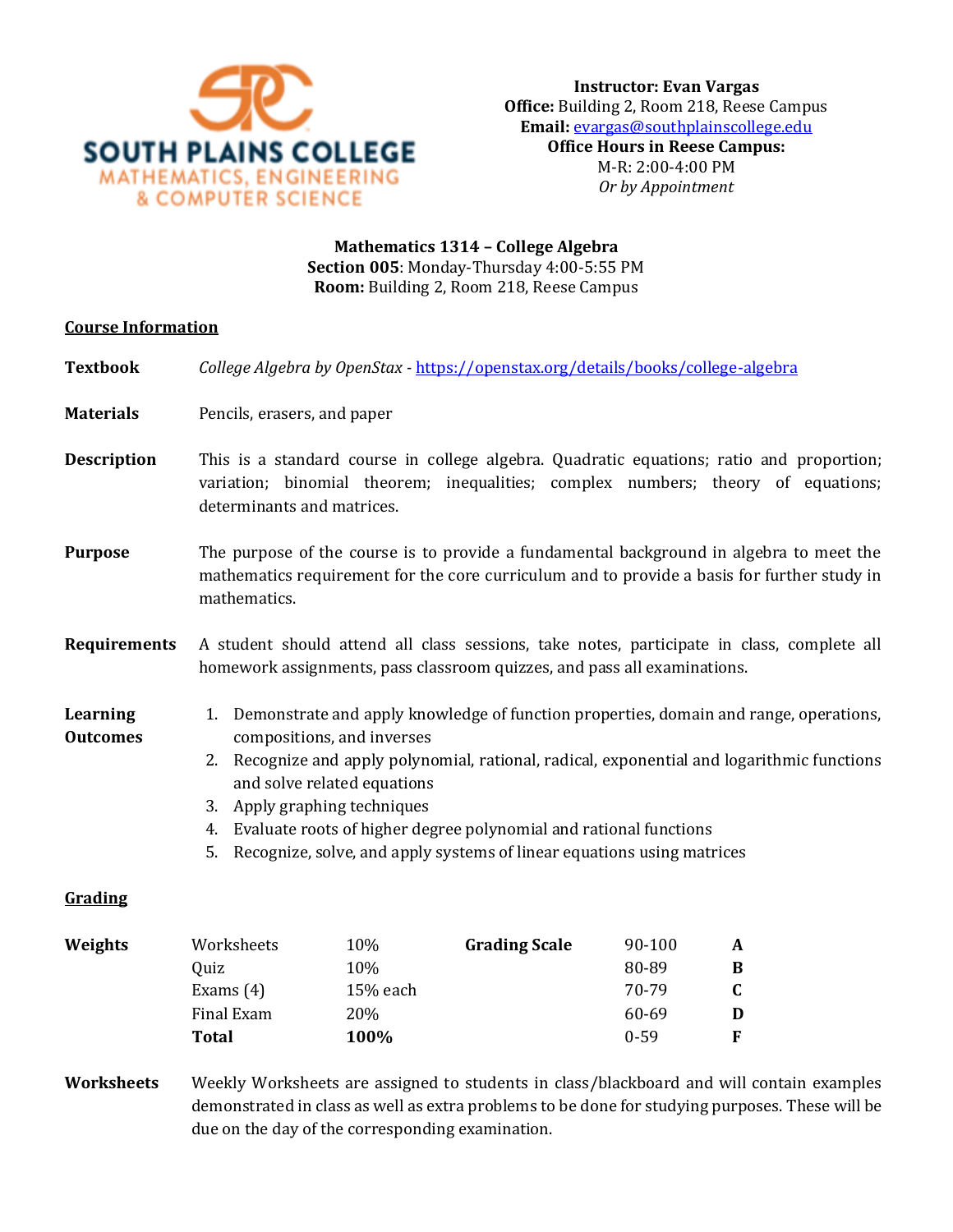SOUTH PLAINS COLLEGE
MATHEMATICS, ENGINEERING & COMPUTER SCIENCE

**Instructor: Evan Vargas**
**Office:** Building 2, Room 218, Reese Campus
**Email:** evargas@southplainscollege.edu
**Office Hours in Reese Campus:**
M-R: 2:00-4:00 PM
*Or by Appointment*

**Mathematics 1314 – College Algebra**
**Section 005**: Monday-Thursday 4:00-5:55 PM
**Room:** Building 2, Room 218, Reese Campus

## Course Information

**Textbook** *College Algebra by OpenStax* - https://openstax.org/details/books/college-algebra

**Materials** Pencils, erasers, and paper

**Description** This is a standard course in college algebra. Quadratic equations; ratio and proportion; variation; binomial theorem; inequalities; complex numbers; theory of equations; determinants and matrices.

**Purpose** The purpose of the course is to provide a fundamental background in algebra to meet the mathematics requirement for the core curriculum and to provide a basis for further study in mathematics.

**Requirements** A student should attend all class sessions, take notes, participate in class, complete all homework assignments, pass classroom quizzes, and pass all examinations.

**Learning Outcomes**

1. Demonstrate and apply knowledge of function properties, domain and range, operations, compositions, and inverses
2. Recognize and apply polynomial, rational, radical, exponential and logarithmic functions and solve related equations
3. Apply graphing techniques
4. Evaluate roots of higher degree polynomial and rational functions
5. Recognize, solve, and apply systems of linear equations using matrices

## Grading

**Weights**

| | | | | |
|---|---|---|---|---|
| Worksheets | 10% | **Grading Scale** | 90-100 | **A** |
| Quiz | 10% | | 80-89 | **B** |
| Exams (4) | 15% each | | 70-79 | **C** |
| Final Exam | 20% | | 60-69 | **D** |
| **Total** | **100%** | | 0-59 | **F** |

**Worksheets** Weekly Worksheets are assigned to students in class/blackboard and will contain examples demonstrated in class as well as extra problems to be done for studying purposes. These will be due on the day of the corresponding examination.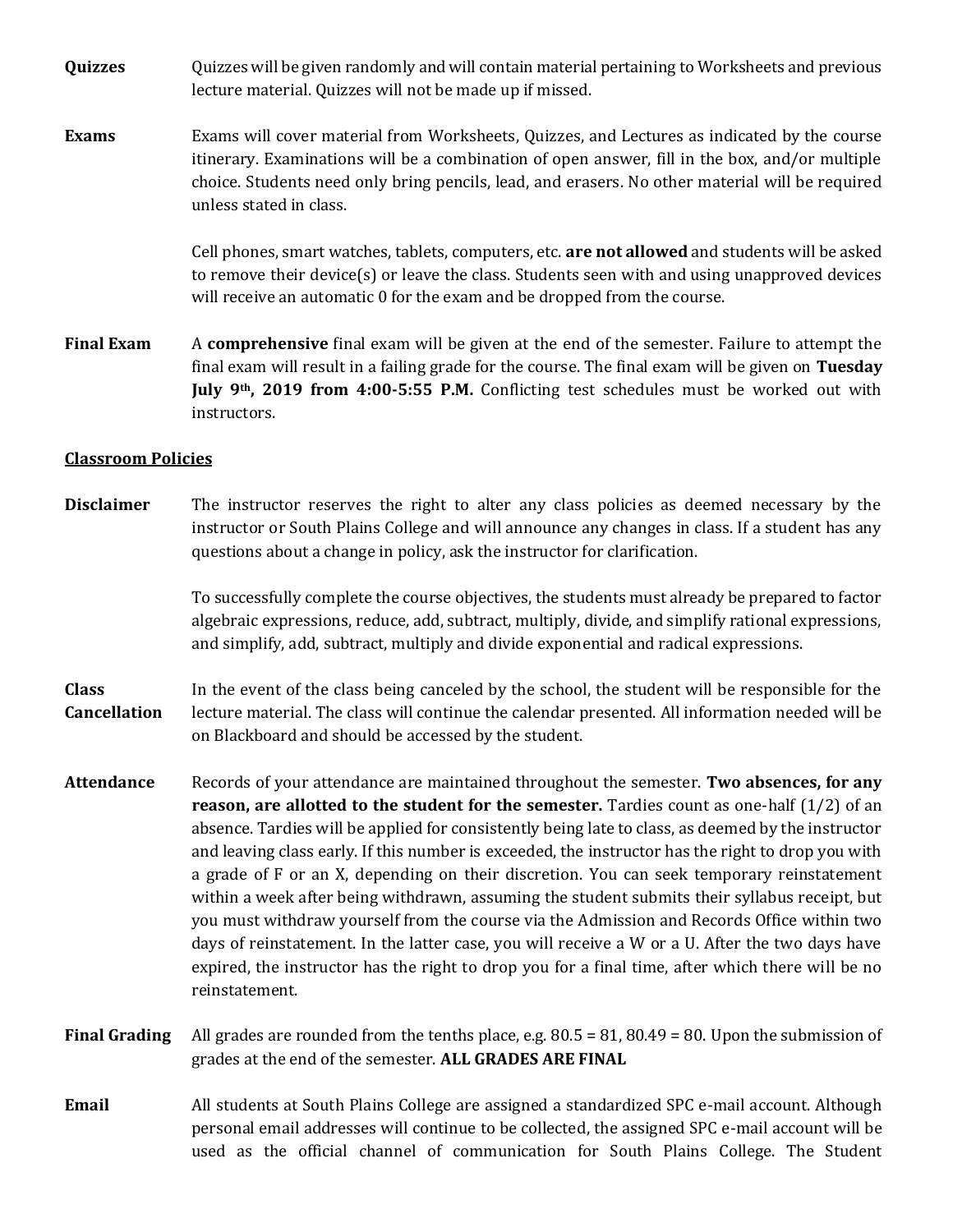**Quizzes** Quizzes will be given randomly and will contain material pertaining to Worksheets and previous lecture material. Quizzes will not be made up if missed.

**Exams** Exams will cover material from Worksheets, Quizzes, and Lectures as indicated by the course itinerary. Examinations will be a combination of open answer, fill in the box, and/or multiple choice. Students need only bring pencils, lead, and erasers. No other material will be required unless stated in class.

Cell phones, smart watches, tablets, computers, etc. **are not allowed** and students will be asked to remove their device(s) or leave the class. Students seen with and using unapproved devices will receive an automatic 0 for the exam and be dropped from the course.

**Final Exam** A **comprehensive** final exam will be given at the end of the semester. Failure to attempt the final exam will result in a failing grade for the course. The final exam will be given on **Tuesday July 9th, 2019 from 4:00-5:55 P.M.** Conflicting test schedules must be worked out with instructors.

## Classroom Policies

**Disclaimer** The instructor reserves the right to alter any class policies as deemed necessary by the instructor or South Plains College and will announce any changes in class. If a student has any questions about a change in policy, ask the instructor for clarification.

To successfully complete the course objectives, the students must already be prepared to factor algebraic expressions, reduce, add, subtract, multiply, divide, and simplify rational expressions, and simplify, add, subtract, multiply and divide exponential and radical expressions.

**Class Cancellation** In the event of the class being canceled by the school, the student will be responsible for the lecture material. The class will continue the calendar presented. All information needed will be on Blackboard and should be accessed by the student.

**Attendance** Records of your attendance are maintained throughout the semester. **Two absences, for any reason, are allotted to the student for the semester.** Tardies count as one-half (1/2) of an absence. Tardies will be applied for consistently being late to class, as deemed by the instructor and leaving class early. If this number is exceeded, the instructor has the right to drop you with a grade of F or an X, depending on their discretion. You can seek temporary reinstatement within a week after being withdrawn, assuming the student submits their syllabus receipt, but you must withdraw yourself from the course via the Admission and Records Office within two days of reinstatement. In the latter case, you will receive a W or a U. After the two days have expired, the instructor has the right to drop you for a final time, after which there will be no reinstatement.

**Final Grading** All grades are rounded from the tenths place, e.g. 80.5 = 81, 80.49 = 80. Upon the submission of grades at the end of the semester. **ALL GRADES ARE FINAL**

**Email** All students at South Plains College are assigned a standardized SPC e-mail account. Although personal email addresses will continue to be collected, the assigned SPC e-mail account will be used as the official channel of communication for South Plains College. The Student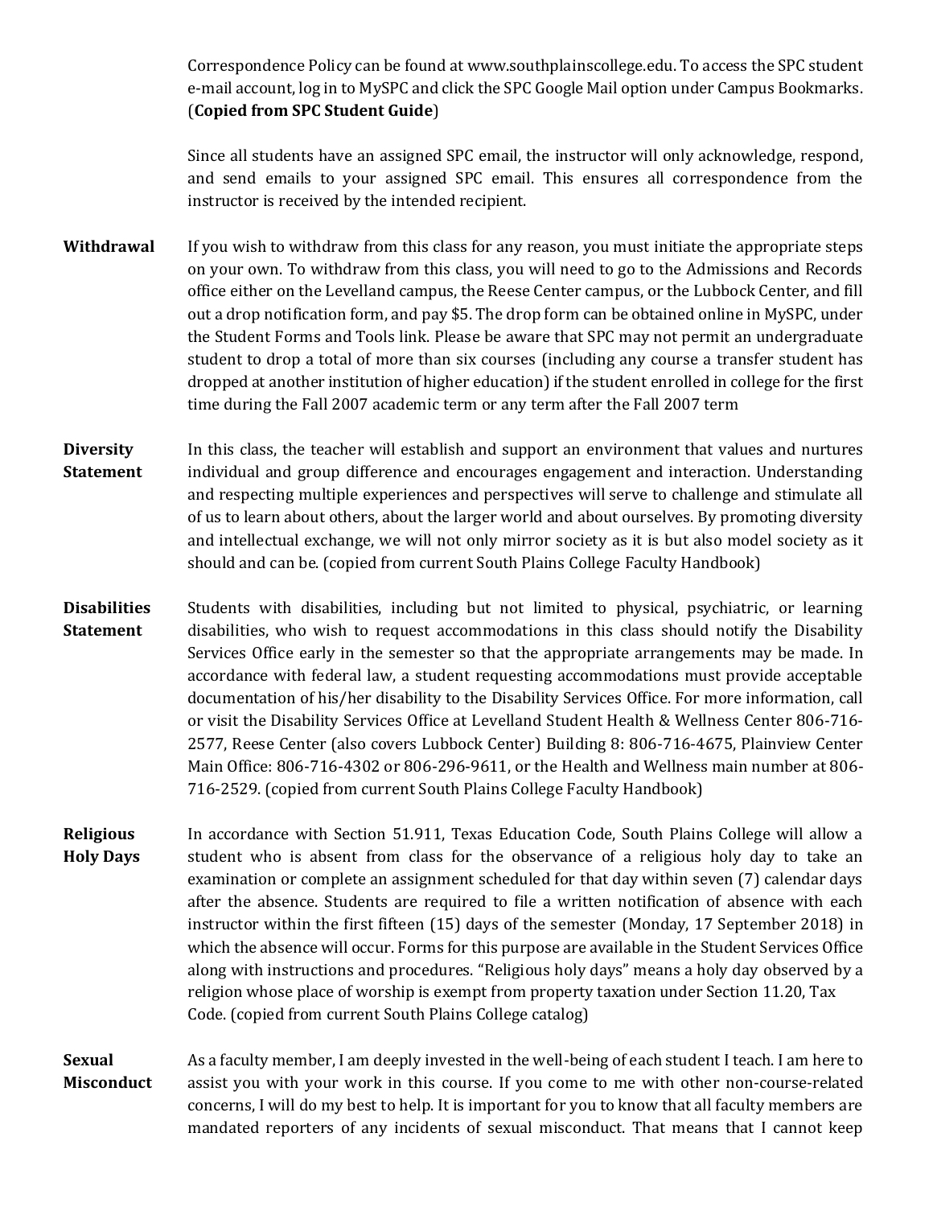Correspondence Policy can be found at www.southplainscollege.edu. To access the SPC student e-mail account, log in to MySPC and click the SPC Google Mail option under Campus Bookmarks. (**Copied from SPC Student Guide**)

Since all students have an assigned SPC email, the instructor will only acknowledge, respond, and send emails to your assigned SPC email. This ensures all correspondence from the instructor is received by the intended recipient.

**Withdrawal**

If you wish to withdraw from this class for any reason, you must initiate the appropriate steps on your own. To withdraw from this class, you will need to go to the Admissions and Records office either on the Levelland campus, the Reese Center campus, or the Lubbock Center, and fill out a drop notification form, and pay $5. The drop form can be obtained online in MySPC, under the Student Forms and Tools link. Please be aware that SPC may not permit an undergraduate student to drop a total of more than six courses (including any course a transfer student has dropped at another institution of higher education) if the student enrolled in college for the first time during the Fall 2007 academic term or any term after the Fall 2007 term

**Diversity Statement**

In this class, the teacher will establish and support an environment that values and nurtures individual and group difference and encourages engagement and interaction. Understanding and respecting multiple experiences and perspectives will serve to challenge and stimulate all of us to learn about others, about the larger world and about ourselves. By promoting diversity and intellectual exchange, we will not only mirror society as it is but also model society as it should and can be. (copied from current South Plains College Faculty Handbook)

**Disabilities Statement**

Students with disabilities, including but not limited to physical, psychiatric, or learning disabilities, who wish to request accommodations in this class should notify the Disability Services Office early in the semester so that the appropriate arrangements may be made. In accordance with federal law, a student requesting accommodations must provide acceptable documentation of his/her disability to the Disability Services Office. For more information, call or visit the Disability Services Office at Levelland Student Health & Wellness Center 806-716-2577, Reese Center (also covers Lubbock Center) Building 8: 806-716-4675, Plainview Center Main Office: 806-716-4302 or 806-296-9611, or the Health and Wellness main number at 806-716-2529. (copied from current South Plains College Faculty Handbook)

**Religious Holy Days**

In accordance with Section 51.911, Texas Education Code, South Plains College will allow a student who is absent from class for the observance of a religious holy day to take an examination or complete an assignment scheduled for that day within seven (7) calendar days after the absence. Students are required to file a written notification of absence with each instructor within the first fifteen (15) days of the semester (Monday, 17 September 2018) in which the absence will occur. Forms for this purpose are available in the Student Services Office along with instructions and procedures. "Religious holy days" means a holy day observed by a religion whose place of worship is exempt from property taxation under Section 11.20, Tax Code. (copied from current South Plains College catalog)

**Sexual Misconduct**

As a faculty member, I am deeply invested in the well-being of each student I teach. I am here to assist you with your work in this course. If you come to me with other non-course-related concerns, I will do my best to help. It is important for you to know that all faculty members are mandated reporters of any incidents of sexual misconduct. That means that I cannot keep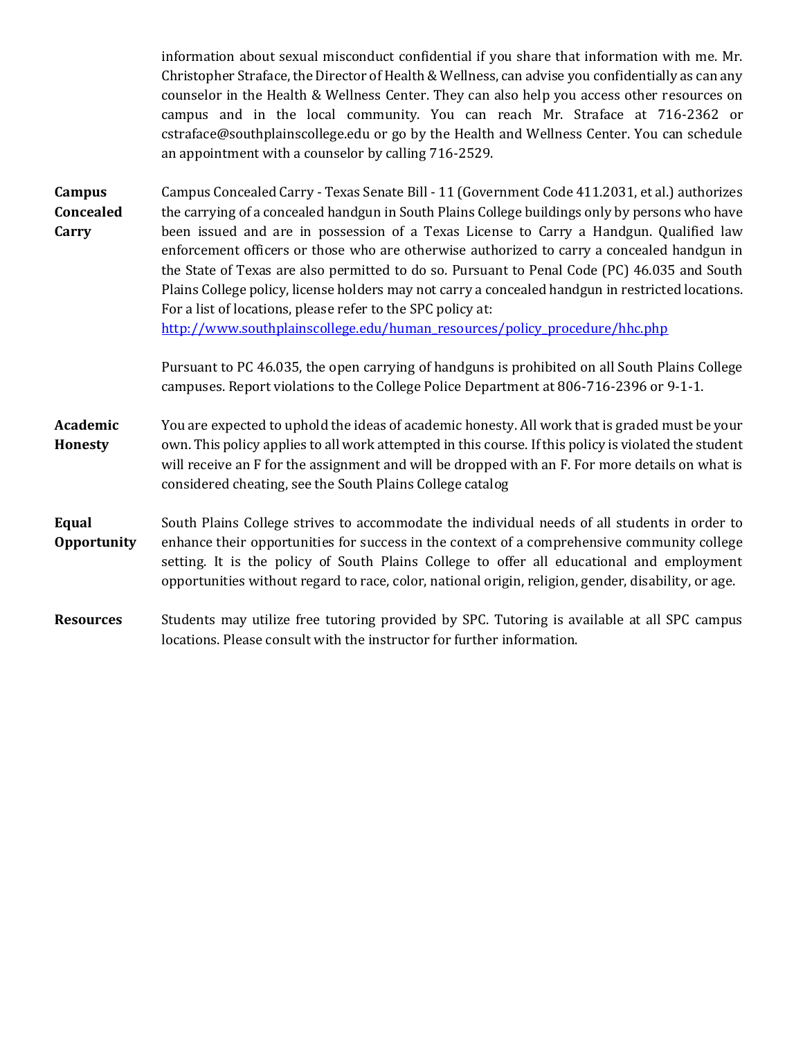information about sexual misconduct confidential if you share that information with me. Mr. Christopher Straface, the Director of Health & Wellness, can advise you confidentially as can any counselor in the Health & Wellness Center. They can also help you access other resources on campus and in the local community. You can reach Mr. Straface at 716-2362 or cstraface@southplainscollege.edu or go by the Health and Wellness Center. You can schedule an appointment with a counselor by calling 716-2529.

**Campus Concealed Carry**

Campus Concealed Carry - Texas Senate Bill - 11 (Government Code 411.2031, et al.) authorizes the carrying of a concealed handgun in South Plains College buildings only by persons who have been issued and are in possession of a Texas License to Carry a Handgun. Qualified law enforcement officers or those who are otherwise authorized to carry a concealed handgun in the State of Texas are also permitted to do so. Pursuant to Penal Code (PC) 46.035 and South Plains College policy, license holders may not carry a concealed handgun in restricted locations. For a list of locations, please refer to the SPC policy at: [http://www.southplainscollege.edu/human_resources/policy_procedure/hhc.php](http://www.southplainscollege.edu/human_resources/policy_procedure/hhc.php)

Pursuant to PC 46.035, the open carrying of handguns is prohibited on all South Plains College campuses. Report violations to the College Police Department at 806-716-2396 or 9-1-1.

**Academic Honesty**

You are expected to uphold the ideas of academic honesty. All work that is graded must be your own. This policy applies to all work attempted in this course. If this policy is violated the student will receive an F for the assignment and will be dropped with an F. For more details on what is considered cheating, see the South Plains College catalog

**Equal Opportunity**

South Plains College strives to accommodate the individual needs of all students in order to enhance their opportunities for success in the context of a comprehensive community college setting. It is the policy of South Plains College to offer all educational and employment opportunities without regard to race, color, national origin, religion, gender, disability, or age.

**Resources**

Students may utilize free tutoring provided by SPC. Tutoring is available at all SPC campus locations. Please consult with the instructor for further information.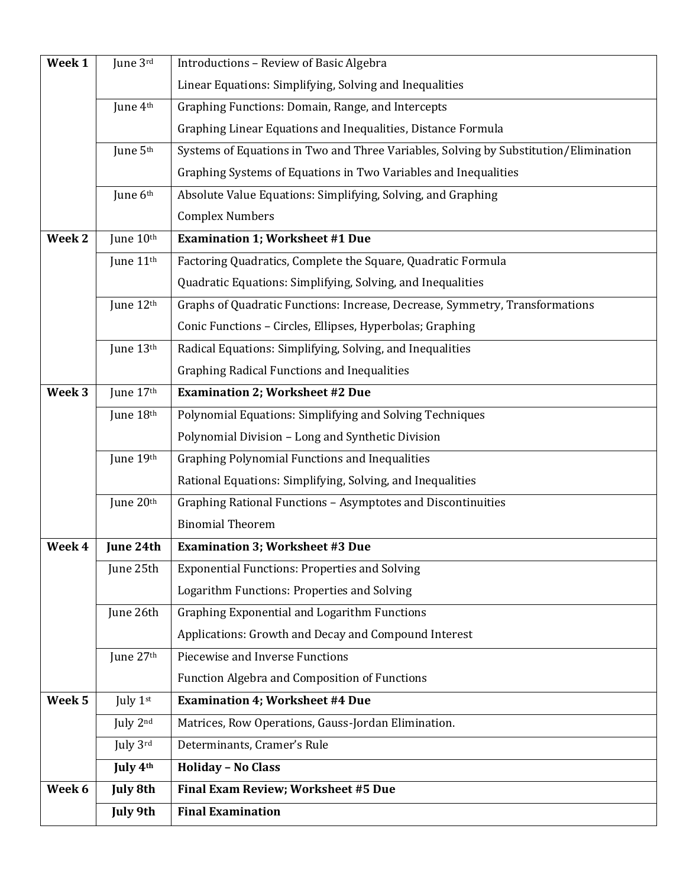| | | |
|---|---|---|
| **Week 1** | June 3rd | Introductions – Review of Basic Algebra<br>Linear Equations: Simplifying, Solving and Inequalities |
| | June 4th | Graphing Functions: Domain, Range, and Intercepts<br>Graphing Linear Equations and Inequalities, Distance Formula |
| | June 5th | Systems of Equations in Two and Three Variables, Solving by Substitution/Elimination<br>Graphing Systems of Equations in Two Variables and Inequalities |
| | June 6th | Absolute Value Equations: Simplifying, Solving, and Graphing<br>Complex Numbers |
| **Week 2** | June 10th | **Examination 1; Worksheet #1 Due** |
| | June 11th | Factoring Quadratics, Complete the Square, Quadratic Formula<br>Quadratic Equations: Simplifying, Solving, and Inequalities |
| | June 12th | Graphs of Quadratic Functions: Increase, Decrease, Symmetry, Transformations<br>Conic Functions – Circles, Ellipses, Hyperbolas; Graphing |
| | June 13th | Radical Equations: Simplifying, Solving, and Inequalities<br>Graphing Radical Functions and Inequalities |
| **Week 3** | June 17th | **Examination 2; Worksheet #2 Due** |
| | June 18th | Polynomial Equations: Simplifying and Solving Techniques<br>Polynomial Division – Long and Synthetic Division |
| | June 19th | Graphing Polynomial Functions and Inequalities<br>Rational Equations: Simplifying, Solving, and Inequalities |
| | June 20th | Graphing Rational Functions – Asymptotes and Discontinuities<br>Binomial Theorem |
| **Week 4** | **June 24th** | **Examination 3; Worksheet #3 Due** |
| | June 25th | Exponential Functions: Properties and Solving<br>Logarithm Functions: Properties and Solving |
| | June 26th | Graphing Exponential and Logarithm Functions<br>Applications: Growth and Decay and Compound Interest |
| | June 27th | Piecewise and Inverse Functions<br>Function Algebra and Composition of Functions |
| **Week 5** | July 1st | **Examination 4; Worksheet #4 Due** |
| | July 2nd | Matrices, Row Operations, Gauss-Jordan Elimination. |
| | July 3rd | Determinants, Cramer's Rule |
| | **July 4th** | **Holiday – No Class** |
| **Week 6** | **July 8th** | **Final Exam Review; Worksheet #5 Due** |
| | **July 9th** | **Final Examination** |